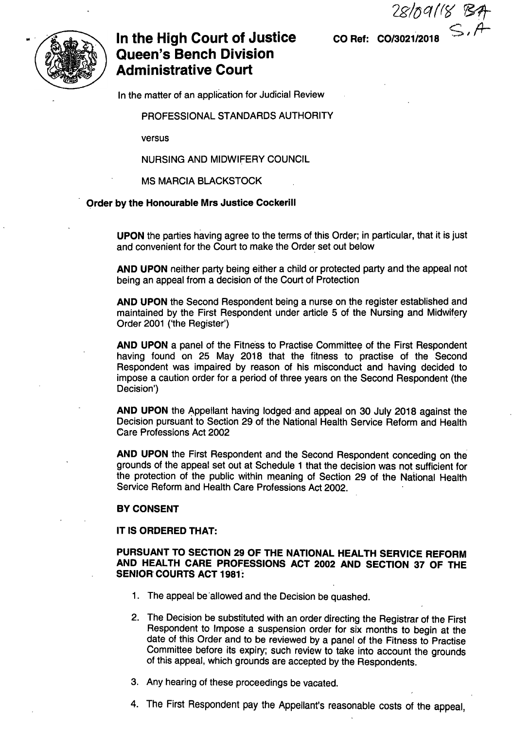28/09/18 BA
S.A

# In the High Court of Justice Queen's Bench Division Administrative Court

**CO Ref: CO/3021/2018**

In the matter of an application for Judicial Review

PROFESSIONAL STANDARDS AUTHORITY

versus

NURSING AND MIDWIFERY COUNCIL

MS MARCIA BLACKSTOCK

**Order by the Honourable Mrs Justice Cockerill**

**UPON** the parties having agree to the terms of this Order; in particular, that it is just and convenient for the Court to make the Order set out below

**AND UPON** neither party being either a child or protected party and the appeal not being an appeal from a decision of the Court of Protection

**AND UPON** the Second Respondent being a nurse on the register established and maintained by the First Respondent under article 5 of the Nursing and Midwifery Order 2001 ('the Register')

**AND UPON** a panel of the Fitness to Practise Committee of the First Respondent having found on 25 May 2018 that the fitness to practise of the Second Respondent was impaired by reason of his misconduct and having decided to impose a caution order for a period of three years on the Second Respondent (the Decision')

**AND UPON** the Appellant having lodged and appeal on 30 July 2018 against the Decision pursuant to Section 29 of the National Health Service Reform and Health Care Professions Act 2002

**AND UPON** the First Respondent and the Second Respondent conceding on the grounds of the appeal set out at Schedule 1 that the decision was not sufficient for the protection of the public within meaning of Section 29 of the National Health Service Reform and Health Care Professions Act 2002.

**BY CONSENT**

**IT IS ORDERED THAT:**

**PURSUANT TO SECTION 29 OF THE NATIONAL HEALTH SERVICE REFORM AND HEALTH CARE PROFESSIONS ACT 2002 AND SECTION 37 OF THE SENIOR COURTS ACT 1981:**

1. The appeal be allowed and the Decision be quashed.
2. The Decision be substituted with an order directing the Registrar of the First Respondent to Impose a suspension order for six months to begin at the date of this Order and to be reviewed by a panel of the Fitness to Practise Committee before its expiry; such review to take into account the grounds of this appeal, which grounds are accepted by the Respondents.
3. Any hearing of these proceedings be vacated.
4. The First Respondent pay the Appellant's reasonable costs of the appeal,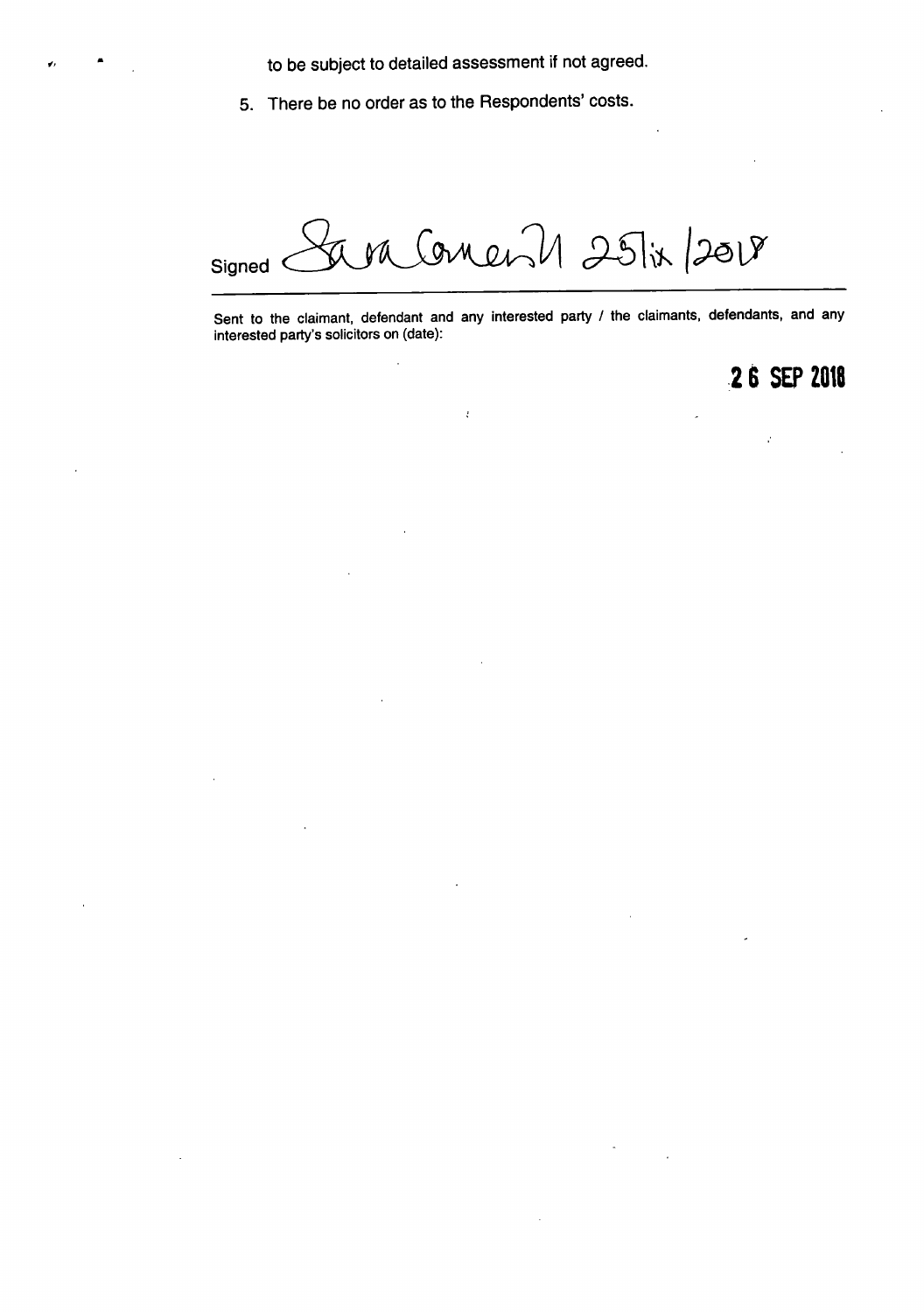to be subject to detailed assessment if not agreed.

5. There be no order as to the Respondents' costs.

Signed Sara Cockerill 25/ix/2018

---

Sent to the claimant, defendant and any interested party / the claimants, defendants, and any interested party's solicitors on (date):

**26 SEP 2018**